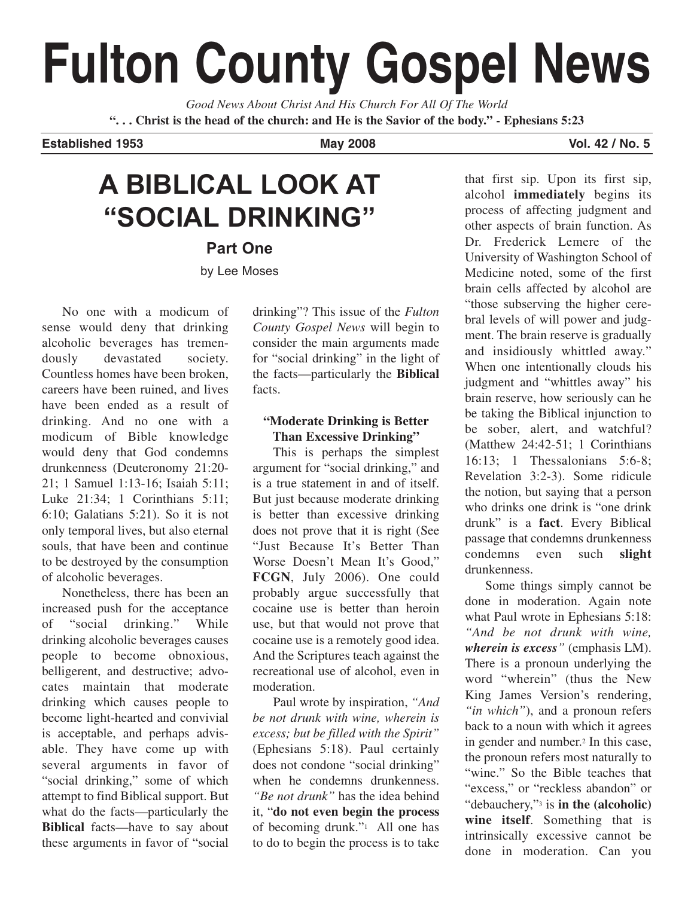# Fulton County Gospel News

*Good News About Christ And His Church For All Of The World*

**". . . Christ is the head of the church: and He is the Savior of the body." - Ephesians 5:23**

**Established 1953** | **May 2008** | **Vol. 42 / No. 5**

## A BIBLICAL LOOK AT "SOCIAL DRINKING"

### Part One

by Lee Moses

No one with a modicum of sense would deny that drinking alcoholic beverages has tremendously devastated society. Countless homes have been broken, careers have been ruined, and lives have been ended as a result of drinking. And no one with a modicum of Bible knowledge would deny that God condemns drunkenness (Deuteronomy 21:20-21; 1 Samuel 1:13-16; Isaiah 5:11; Luke 21:34; 1 Corinthians 5:11; 6:10; Galatians 5:21). So it is not only temporal lives, but also eternal souls, that have been and continue to be destroyed by the consumption of alcoholic beverages.

Nonetheless, there has been an increased push for the acceptance of "social drinking." While drinking alcoholic beverages causes people to become obnoxious, belligerent, and destructive; advocates maintain that moderate drinking which causes people to become light-hearted and convivial is acceptable, and perhaps advisable. They have come up with several arguments in favor of "social drinking," some of which attempt to find Biblical support. But what do the facts—particularly the **Biblical** facts—have to say about these arguments in favor of "social drinking"? This issue of the *Fulton County Gospel News* will begin to consider the main arguments made for "social drinking" in the light of the facts—particularly the **Biblical** facts.

#### "Moderate Drinking is Better Than Excessive Drinking"

This is perhaps the simplest argument for "social drinking," and is a true statement in and of itself. But just because moderate drinking is better than excessive drinking does not prove that it is right (See "Just Because It's Better Than Worse Doesn't Mean It's Good," **FCGN**, July 2006). One could probably argue successfully that cocaine use is better than heroin use, but that would not prove that cocaine use is a remotely good idea. And the Scriptures teach against the recreational use of alcohol, even in moderation.

Paul wrote by inspiration, *"And be not drunk with wine, wherein is excess; but be filled with the Spirit"* (Ephesians 5:18). Paul certainly does not condone "social drinking" when he condemns drunkenness. *"Be not drunk"* has the idea behind it, "**do not even begin the process** of becoming drunk."[1] All one has to do to begin the process is to take that first sip. Upon its first sip, alcohol **immediately** begins its process of affecting judgment and other aspects of brain function. As Dr. Frederick Lemere of the University of Washington School of Medicine noted, some of the first brain cells affected by alcohol are "those subserving the higher cerebral levels of will power and judgment. The brain reserve is gradually and insidiously whittled away." When one intentionally clouds his judgment and "whittles away" his brain reserve, how seriously can he be taking the Biblical injunction to be sober, alert, and watchful? (Matthew 24:42-51; 1 Corinthians 16:13; 1 Thessalonians 5:6-8; Revelation 3:2-3). Some ridicule the notion, but saying that a person who drinks one drink is "one drink drunk" is a **fact**. Every Biblical passage that condemns drunkenness condemns even such **slight** drunkenness.

Some things simply cannot be done in moderation. Again note what Paul wrote in Ephesians 5:18: *"And be not drunk with wine, **wherein is excess**"* (emphasis LM). There is a pronoun underlying the word "wherein" (thus the New King James Version's rendering, *"in which"*), and a pronoun refers back to a noun with which it agrees in gender and number.[2] In this case, the pronoun refers most naturally to "wine." So the Bible teaches that "excess," or "reckless abandon" or "debauchery,"[3] is **in the (alcoholic) wine itself**. Something that is intrinsically excessive cannot be done in moderation. Can you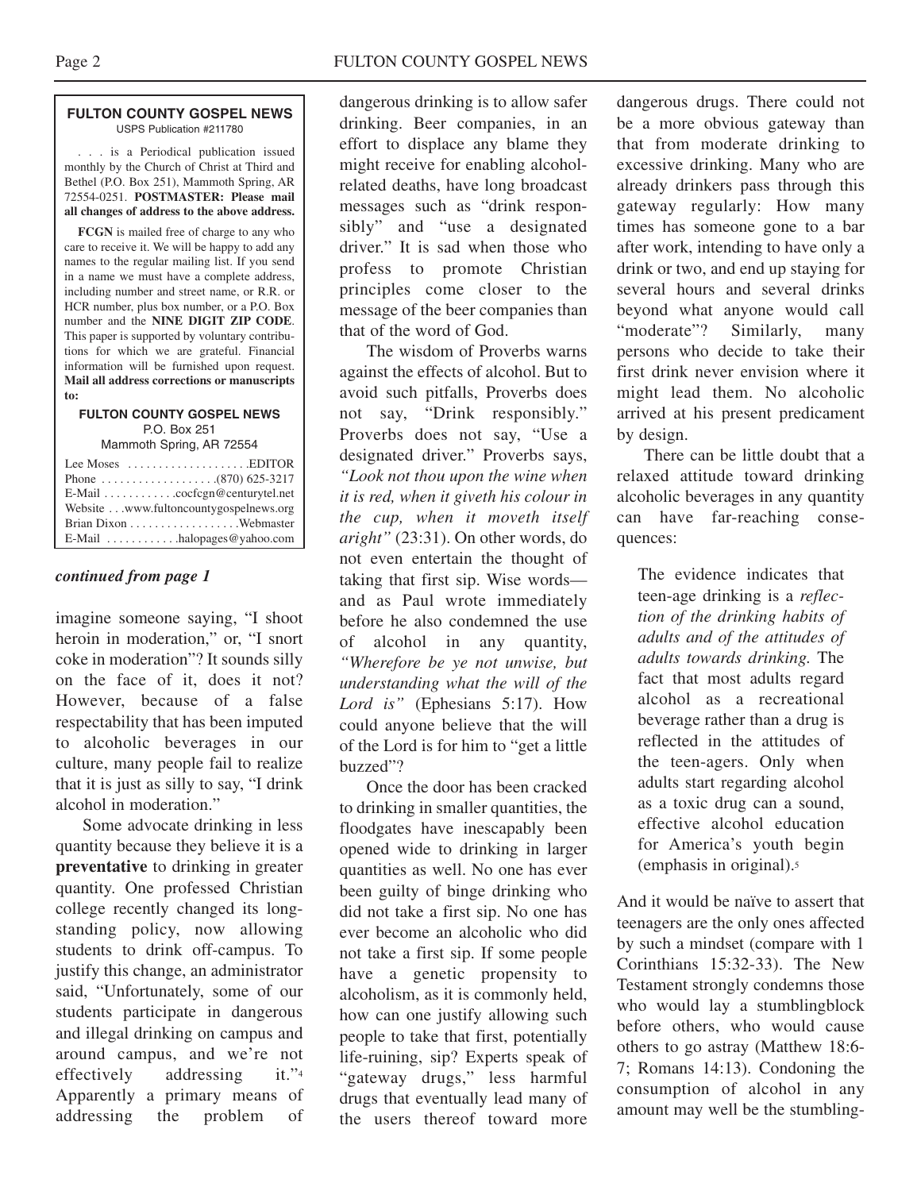**FULTON COUNTY GOSPEL NEWS**
USPS Publication #211780

. . . is a Periodical publication issued monthly by the Church of Christ at Third and Bethel (P.O. Box 251), Mammoth Spring, AR 72554-0251. **POSTMASTER: Please mail all changes of address to the above address.**

**FCGN** is mailed free of charge to any who care to receive it. We will be happy to add any names to the regular mailing list. If you send in a name we must have a complete address, including number and street name, or R.R. or HCR number, plus box number, or a P.O. Box number and the **NINE DIGIT ZIP CODE**. This paper is supported by voluntary contributions for which we are grateful. Financial information will be furnished upon request. **Mail all address corrections or manuscripts to:**

**FULTON COUNTY GOSPEL NEWS**
P.O. Box 251
Mammoth Spring, AR 72554

Lee Moses . . . . . . . . . . . . . . . . . . .EDITOR
Phone . . . . . . . . . . . . . . . . . .(870) 625-3217
E-Mail . . . . . . . . . . . .cocfcgn@centurytel.net
Website . . .www.fultoncountygospelnews.org
Brian Dixon . . . . . . . . . . . . . . . . .Webmaster
E-Mail . . . . . . . . . . . .halopages@yahoo.com

***continued from page 1***

imagine someone saying, "I shoot heroin in moderation," or, "I snort coke in moderation"? It sounds silly on the face of it, does it not? However, because of a false respectability that has been imputed to alcoholic beverages in our culture, many people fail to realize that it is just as silly to say, "I drink alcohol in moderation."

Some advocate drinking in less quantity because they believe it is a **preventative** to drinking in greater quantity. One professed Christian college recently changed its long-standing policy, now allowing students to drink off-campus. To justify this change, an administrator said, "Unfortunately, some of our students participate in dangerous and illegal drinking on campus and around campus, and we're not effectively addressing it."[4] Apparently a primary means of addressing the problem of dangerous drinking is to allow safer drinking. Beer companies, in an effort to displace any blame they might receive for enabling alcohol-related deaths, have long broadcast messages such as "drink responsibly" and "use a designated driver." It is sad when those who profess to promote Christian principles come closer to the message of the beer companies than that of the word of God.

The wisdom of Proverbs warns against the effects of alcohol. But to avoid such pitfalls, Proverbs does not say, "Drink responsibly." Proverbs does not say, "Use a designated driver." Proverbs says, *"Look not thou upon the wine when it is red, when it giveth his colour in the cup, when it moveth itself aright"* (23:31). On other words, do not even entertain the thought of taking that first sip. Wise words—and as Paul wrote immediately before he also condemned the use of alcohol in any quantity, *"Wherefore be ye not unwise, but understanding what the will of the Lord is"* (Ephesians 5:17). How could anyone believe that the will of the Lord is for him to "get a little buzzed"?

Once the door has been cracked to drinking in smaller quantities, the floodgates have inescapably been opened wide to drinking in larger quantities as well. No one has ever been guilty of binge drinking who did not take a first sip. No one has ever become an alcoholic who did not take a first sip. If some people have a genetic propensity to alcoholism, as it is commonly held, how can one justify allowing such people to take that first, potentially life-ruining, sip? Experts speak of "gateway drugs," less harmful drugs that eventually lead many of the users thereof toward more dangerous drugs. There could not be a more obvious gateway than that from moderate drinking to excessive drinking. Many who are already drinkers pass through this gateway regularly: How many times has someone gone to a bar after work, intending to have only a drink or two, and end up staying for several hours and several drinks beyond what anyone would call "moderate"? Similarly, many persons who decide to take their first drink never envision where it might lead them. No alcoholic arrived at his present predicament by design.

There can be little doubt that a relaxed attitude toward drinking alcoholic beverages in any quantity can have far-reaching consequences:

> The evidence indicates that teen-age drinking is a *reflection of the drinking habits of adults and of the attitudes of adults towards drinking.* The fact that most adults regard alcohol as a recreational beverage rather than a drug is reflected in the attitudes of the teen-agers. Only when adults start regarding alcohol as a toxic drug can a sound, effective alcohol education for America's youth begin (emphasis in original).[5]

And it would be naïve to assert that teenagers are the only ones affected by such a mindset (compare with 1 Corinthians 15:32-33). The New Testament strongly condemns those who would lay a stumblingblock before others, who would cause others to go astray (Matthew 18:6-7; Romans 14:13). Condoning the consumption of alcohol in any amount may well be the stumbling-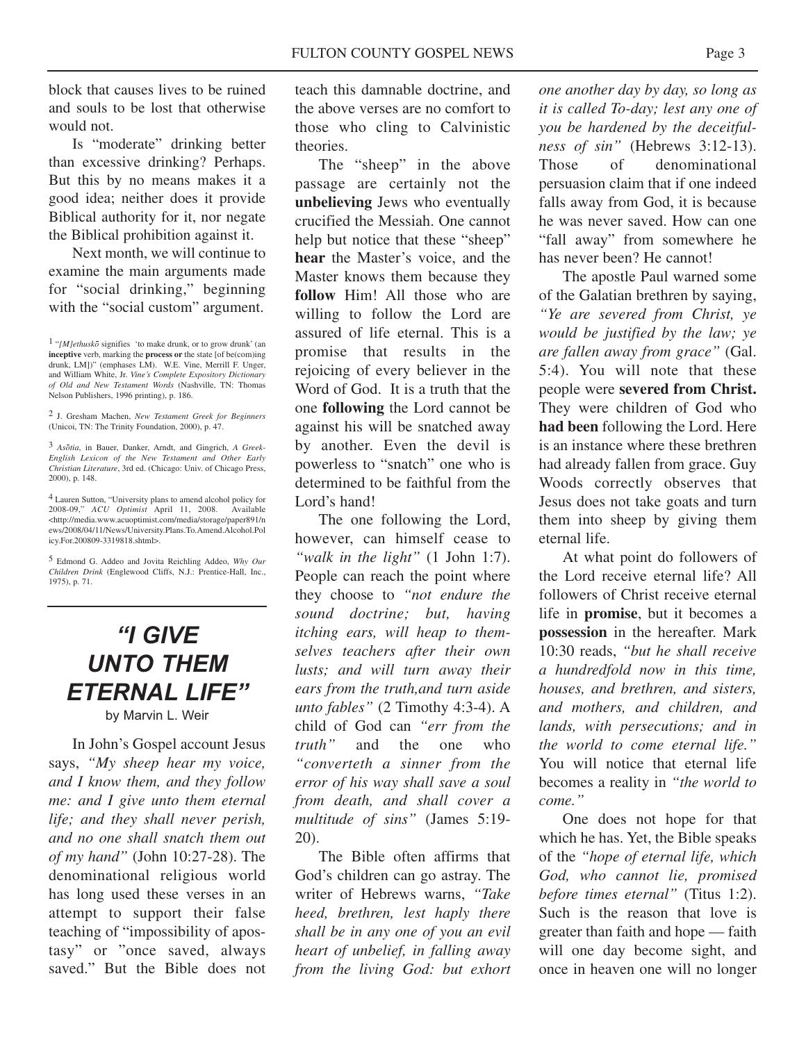block that causes lives to be ruined and souls to be lost that otherwise would not.

Is "moderate" drinking better than excessive drinking? Perhaps. But this by no means makes it a good idea; neither does it provide Biblical authority for it, nor negate the Biblical prohibition against it.

Next month, we will continue to examine the main arguments made for "social drinking," beginning with the "social custom" argument.

[1] "*[M]ethuskō* signifies 'to make drunk, or to grow drunk' (an **inceptive** verb, marking the **process or** the state [of be(com)ing drunk, LM])" (emphases LM). W.E. Vine, Merrill F. Unger, and William White, Jr. *Vine's Complete Expository Dictionary of Old and New Testament Words* (Nashville, TN: Thomas Nelson Publishers, 1996 printing), p. 186.

[2] J. Gresham Machen, *New Testament Greek for Beginners* (Unicoi, TN: The Trinity Foundation, 2000), p. 47.

[3] *Asōtia*, in Bauer, Danker, Arndt, and Gingrich, *A Greek-English Lexicon of the New Testament and Other Early Christian Literature*, 3rd ed. (Chicago: Univ. of Chicago Press, 2000), p. 148.

[4] Lauren Sutton, "University plans to amend alcohol policy for 2008-09," *ACU Optimist* April 11, 2008. Available <http://media.www.acuoptimist.com/media/storage/paper891/news/2008/04/11/News/University.Plans.To.Amend.Alcohol.Policy.For.200809-3319818.shtml>.

[5] Edmond G. Addeo and Jovita Reichling Addeo, *Why Our Children Drink* (Englewood Cliffs, N.J.: Prentice-Hall, Inc., 1975), p. 71.

## *"I GIVE UNTO THEM ETERNAL LIFE"*

by Marvin L. Weir

In John's Gospel account Jesus says, *"My sheep hear my voice, and I know them, and they follow me: and I give unto them eternal life; and they shall never perish, and no one shall snatch them out of my hand"* (John 10:27-28). The denominational religious world has long used these verses in an attempt to support their false teaching of "impossibility of apostasy" or "once saved, always saved." But the Bible does not teach this damnable doctrine, and the above verses are no comfort to those who cling to Calvinistic theories.

The "sheep" in the above passage are certainly not the **unbelieving** Jews who eventually crucified the Messiah. One cannot help but notice that these "sheep" **hear** the Master's voice, and the Master knows them because they **follow** Him! All those who are willing to follow the Lord are assured of life eternal. This is a promise that results in the rejoicing of every believer in the Word of God. It is a truth that the one **following** the Lord cannot be against his will be snatched away by another. Even the devil is powerless to "snatch" one who is determined to be faithful from the Lord's hand!

The one following the Lord, however, can himself cease to *"walk in the light"* (1 John 1:7). People can reach the point where they choose to *"not endure the sound doctrine; but, having itching ears, will heap to themselves teachers after their own lusts; and will turn away their ears from the truth,and turn aside unto fables"* (2 Timothy 4:3-4). A child of God can *"err from the truth"* and the one who *"converteth a sinner from the error of his way shall save a soul from death, and shall cover a multitude of sins"* (James 5:19-20).

The Bible often affirms that God's children can go astray. The writer of Hebrews warns, *"Take heed, brethren, lest haply there shall be in any one of you an evil heart of unbelief, in falling away from the living God: but exhort one another day by day, so long as it is called To-day; lest any one of you be hardened by the deceitfulness of sin"* (Hebrews 3:12-13). Those of denominational persuasion claim that if one indeed falls away from God, it is because he was never saved. How can one "fall away" from somewhere he has never been? He cannot!

The apostle Paul warned some of the Galatian brethren by saying, *"Ye are severed from Christ, ye would be justified by the law; ye are fallen away from grace"* (Gal. 5:4). You will note that these people were **severed from Christ.** They were children of God who **had been** following the Lord. Here is an instance where these brethren had already fallen from grace. Guy Woods correctly observes that Jesus does not take goats and turn them into sheep by giving them eternal life.

At what point do followers of the Lord receive eternal life? All followers of Christ receive eternal life in **promise**, but it becomes a **possession** in the hereafter. Mark 10:30 reads, *"but he shall receive a hundredfold now in this time, houses, and brethren, and sisters, and mothers, and children, and lands, with persecutions; and in the world to come eternal life."* You will notice that eternal life becomes a reality in *"the world to come."*

One does not hope for that which he has. Yet, the Bible speaks of the *"hope of eternal life, which God, who cannot lie, promised before times eternal"* (Titus 1:2). Such is the reason that love is greater than faith and hope — faith will one day become sight, and once in heaven one will no longer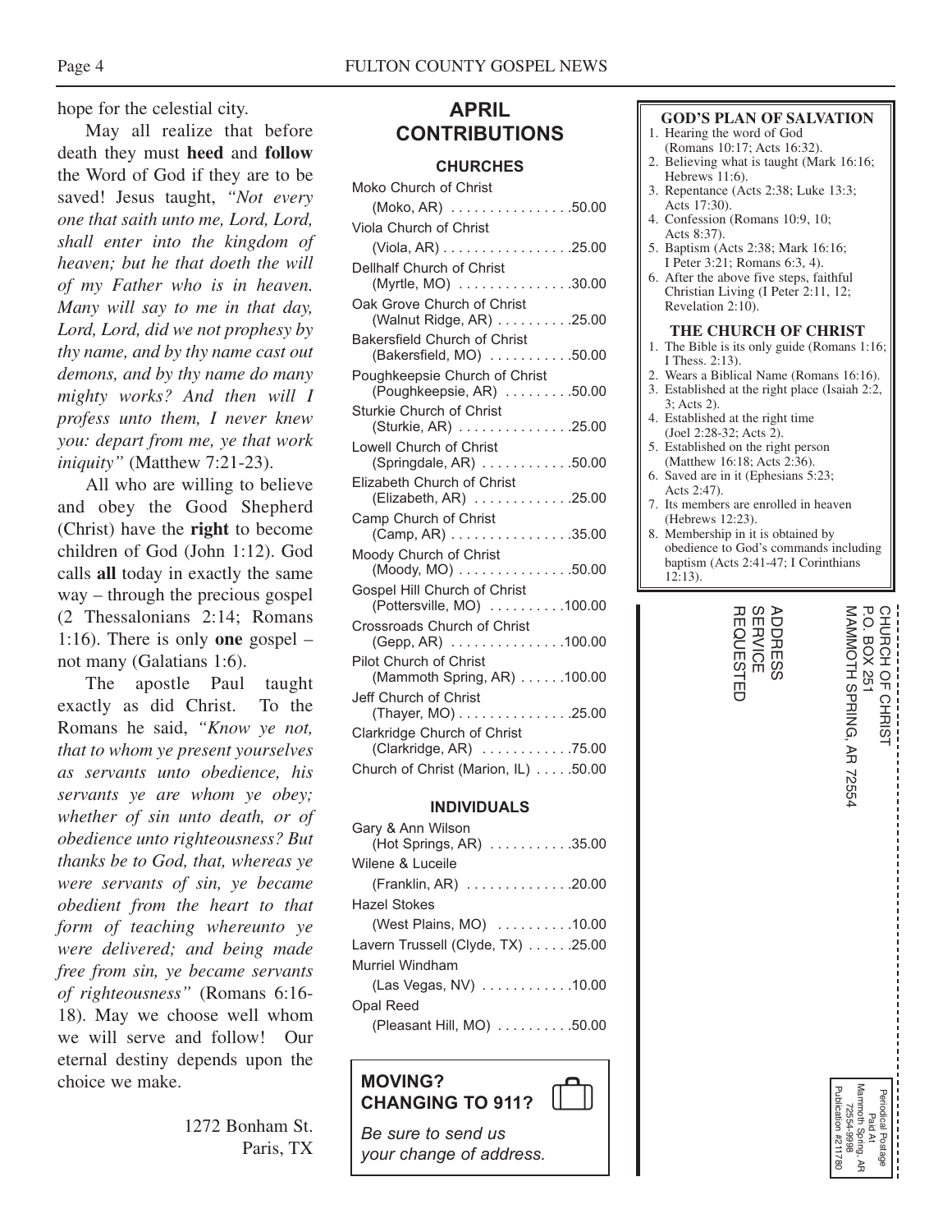hope for the celestial city.

May all realize that before death they must **heed** and **follow** the Word of God if they are to be saved! Jesus taught, *"Not every one that saith unto me, Lord, Lord, shall enter into the kingdom of heaven; but he that doeth the will of my Father who is in heaven. Many will say to me in that day, Lord, Lord, did we not prophesy by thy name, and by thy name cast out demons, and by thy name do many mighty works? And then will I profess unto them, I never knew you: depart from me, ye that work iniquity"* (Matthew 7:21-23).

All who are willing to believe and obey the Good Shepherd (Christ) have the **right** to become children of God (John 1:12). God calls **all** today in exactly the same way – through the precious gospel (2 Thessalonians 2:14; Romans 1:16). There is only **one** gospel – not many (Galatians 1:6).

The apostle Paul taught exactly as did Christ. To the Romans he said, *"Know ye not, that to whom ye present yourselves as servants unto obedience, his servants ye are whom ye obey; whether of sin unto death, or of obedience unto righteousness? But thanks be to God, that, whereas ye were servants of sin, ye became obedient from the heart to that form of teaching whereunto ye were delivered; and being made free from sin, ye became servants of righteousness"* (Romans 6:16-18). May we choose well whom we will serve and follow! Our eternal destiny depends upon the choice we make.

1272 Bonham St.
Paris, TX

## APRIL CONTRIBUTIONS

### CHURCHES

| | |
|---|---|
| Moko Church of Christ (Moko, AR) | 50.00 |
| Viola Church of Christ (Viola, AR) | 25.00 |
| Dellhalf Church of Christ (Myrtle, MO) | 30.00 |
| Oak Grove Church of Christ (Walnut Ridge, AR) | 25.00 |
| Bakersfield Church of Christ (Bakersfield, MO) | 50.00 |
| Poughkeepsie Church of Christ (Poughkeepsie, AR) | 50.00 |
| Sturkie Church of Christ (Sturkie, AR) | 25.00 |
| Lowell Church of Christ (Springdale, AR) | 50.00 |
| Elizabeth Church of Christ (Elizabeth, AR) | 25.00 |
| Camp Church of Christ (Camp, AR) | 35.00 |
| Moody Church of Christ (Moody, MO) | 50.00 |
| Gospel Hill Church of Christ (Pottersville, MO) | 100.00 |
| Crossroads Church of Christ (Gepp, AR) | 100.00 |
| Pilot Church of Christ (Mammoth Spring, AR) | 100.00 |
| Jeff Church of Christ (Thayer, MO) | 25.00 |
| Clarkridge Church of Christ (Clarkridge, AR) | 75.00 |
| Church of Christ (Marion, IL) | 50.00 |

### INDIVIDUALS

| | |
|---|---|
| Gary & Ann Wilson (Hot Springs, AR) | 35.00 |
| Wilene & Luceile (Franklin, AR) | 20.00 |
| Hazel Stokes (West Plains, MO) | 10.00 |
| Lavern Trussell (Clyde, TX) | 25.00 |
| Murriel Windham (Las Vegas, NV) | 10.00 |
| Opal Reed (Pleasant Hill, MO) | 50.00 |

**MOVING? CHANGING TO 911?**

*Be sure to send us your change of address.*

### GOD'S PLAN OF SALVATION

1. Hearing the word of God (Romans 10:17; Acts 16:32).
2. Believing what is taught (Mark 16:16; Hebrews 11:6).
3. Repentance (Acts 2:38; Luke 13:3; Acts 17:30).
4. Confession (Romans 10:9, 10; Acts 8:37).
5. Baptism (Acts 2:38; Mark 16:16; I Peter 3:21; Romans 6:3, 4).
6. After the above five steps, faithful Christian Living (I Peter 2:11, 12; Revelation 2:10).

### THE CHURCH OF CHRIST

1. The Bible is its only guide (Romans 1:16; I Thess. 2:13).
2. Wears a Biblical Name (Romans 16:16).
3. Established at the right place (Isaiah 2:2, 3; Acts 2).
4. Established at the right time (Joel 2:28-32; Acts 2).
5. Established on the right person (Matthew 16:18; Acts 2:36).
6. Saved are in it (Ephesians 5:23; Acts 2:47).
7. Its members are enrolled in heaven (Hebrews 12:23).
8. Membership in it is obtained by obedience to God's commands including baptism (Acts 2:41-47; I Corinthians 12:13).

CHURCH OF CHRIST
P.O. BOX 251
MAMMOTH SPRING, AR 72554

ADDRESS
SERVICE
REQUESTED

Periodical Postage
Paid At
Mammoth Spring, AR
72554-9998
Publication #211780